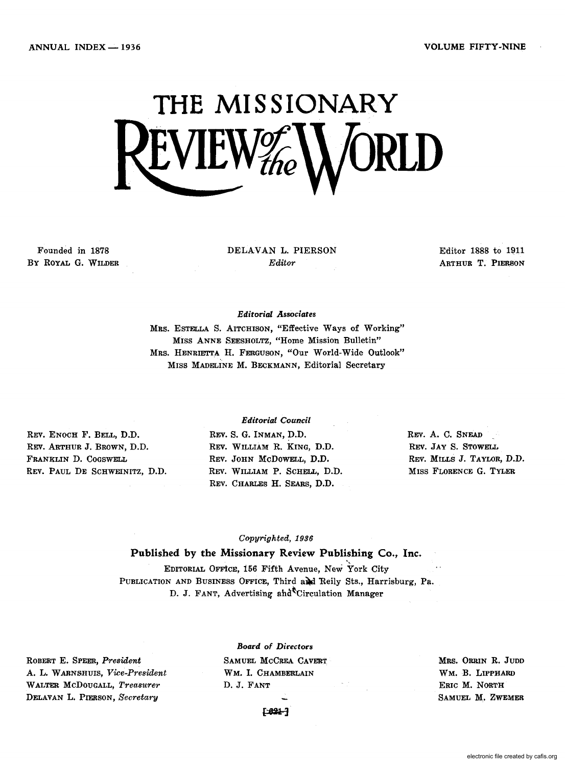ANNUAL INDEX — 1936

VOLUME FIFTY-NINE

# THE MISSIONARY REVIEW of the WORLD

Founded in 1878
BY ROYAL G. WILDER

DELAVAN L. PIERSON
*Editor*

Editor 1888 to 1911
ARTHUR T. PIERSON

*Editorial Associates*

MRS. ESTELLA S. AITCHISON, "Effective Ways of Working"
MISS ANNE SEESHOLTZ, "Home Mission Bulletin"
MRS. HENRIETTA H. FERGUSON, "Our World-Wide Outlook"
MISS MADELINE M. BECKMANN, Editorial Secretary

*Editorial Council*

REV. ENOCH F. BELL, D.D.
REV. ARTHUR J. BROWN, D.D.
FRANKLIN D. COGSWELL
REV. PAUL DE SCHWEINITZ, D.D.
REV. S. G. INMAN, D.D.
REV. WILLIAM R. KING, D.D.
REV. JOHN MCDOWELL, D.D.
REV. WILLIAM P. SCHELL, D.D.
REV. CHARLES H. SEARS, D.D.
REV. A. C. SNEAD
REV. JAY S. STOWELL
REV. MILLS J. TAYLOR, D.D.
MISS FLORENCE G. TYLER

*Copyrighted, 1936*

**Published by the Missionary Review Publishing Co., Inc.**

EDITORIAL OFFICE, 156 Fifth Avenue, New York City
PUBLICATION AND BUSINESS OFFICE, Third and Reily Sts., Harrisburg, Pa.
D. J. FANT, Advertising and Circulation Manager

*Board of Directors*

ROBERT E. SPEER, *President*
A. L. WARNSHUIS, *Vice-President*
WALTER MCDOUGALL, *Treasurer*
DELAVAN L. PIERSON, *Secretary*
SAMUEL MCCREA CAVERT
WM. I. CHAMBERLAIN
D. J. FANT
MRS. ORRIN R. JUDD
WM. B. LIPPHARD
ERIC M. NORTH
SAMUEL M. ZWEMER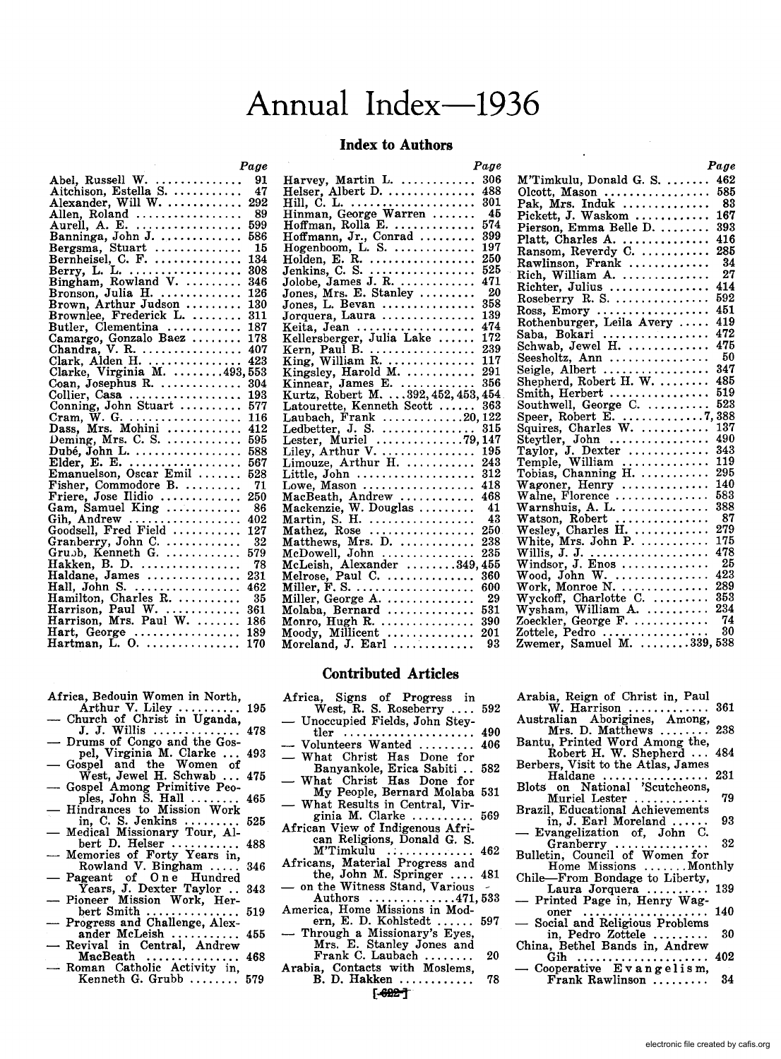# Annual Index—1936

## Index to Authors

| | Page |
|---|---|
| Abel, Russell W. | 91 |
| Aitchison, Estella S. | 47 |
| Alexander, Will W. | 292 |
| Allen, Roland | 89 |
| Aurell, A. E. | 599 |
| Banninga, John J. | 586 |
| Bergsma, Stuart | 15 |
| Bernheisel, C. F. | 134 |
| Berry, L. L. | 308 |
| Bingham, Rowland V. | 346 |
| Bronson, Julia H. | 126 |
| Brown, Arthur Judson | 130 |
| Brownlee, Frederick L. | 311 |
| Butler, Clementina | 187 |
| Camargo, Gonzalo Baez | 178 |
| Chandra, V. R. | 407 |
| Clark, Alden H. | 423 |
| Clarke, Virginia M. | 493, 553 |
| Coan, Josephus R. | 304 |
| Collier, Casa | 193 |
| Conning, John Stuart | 577 |
| Cram, W. G. | 116 |
| Dass, Mrs. Mohini | 412 |
| Deming, Mrs. C. S. | 595 |
| Dubé, John L. | 588 |
| Elder, E. E. | 567 |
| Emanuelson, Oscar Emil | 528 |
| Fisher, Commodore B. | 71 |
| Friere, Jose Ilidio | 250 |
| Gam, Samuel King | 86 |
| Gih, Andrew | 402 |
| Goodsell, Fred Field | 127 |
| Granberry, John C. | 32 |
| Grubb, Kenneth G. | 579 |
| Hakken, B. D. | 78 |
| Haldane, James | 231 |
| Hall, John S. | 462 |
| Hamilton, Charles R. | 35 |
| Harrison, Paul W. | 361 |
| Harrison, Mrs. Paul W. | 186 |
| Hart, George | 189 |
| Hartman, L. O. | 170 |
| Harvey, Martin L. | 306 |
| Helser, Albert D. | 488 |
| Hill, C. L. | 301 |
| Hinman, George Warren | 45 |
| Hoffman, Rolla E. | 574 |
| Hoffmann, Jr., Conrad | 399 |
| Hogenboom, L. S. | 197 |
| Holden, E. R. | 250 |
| Jenkins, C. S. | 525 |
| Jolobe, James J. R. | 471 |
| Jones, Mrs. E. Stanley | 20 |
| Jones, L. Bevan | 358 |
| Jorquera, Laura | 139 |
| Keita, Jean | 474 |
| Kellersberger, Julia Lake | 172 |
| Kern, Paul B. | 239 |
| King, William R. | 117 |
| Kingsley, Harold M. | 291 |
| Kinnear, James E. | 356 |
| Kurtz, Robert M. | 392, 452, 453, 454 |
| Latourette, Kenneth Scott | 363 |
| Laubach, Frank | 20, 122 |
| Ledbetter, J. S. | 315 |
| Lester, Muriel | 79, 147 |
| Liley, Arthur V. | 195 |
| Limouze, Arthur H. | 243 |
| Little, John | 312 |
| Lowe, Mason | 418 |
| MacBeath, Andrew | 468 |
| Mackenzie, W. Douglas | 41 |
| Martin, S. H. | 43 |
| Mathez, Rose | 250 |
| Matthews, Mrs. D. | 238 |
| McDowell, John | 235 |
| McLeish, Alexander | 349, 455 |
| Melrose, Paul C. | 360 |
| Miller, F. S. | 600 |
| Miller, George A. | 29 |
| Molaba, Bernard | 531 |
| Monro, Hugh R. | 390 |
| Moody, Millicent | 201 |
| Moreland, J. Earl | 93 |
| M'Timkulu, Donald G. S. | 462 |
| Olcott, Mason | 585 |
| Pak, Mrs. Induk | 83 |
| Pickett, J. Waskom | 167 |
| Pierson, Emma Belle D. | 393 |
| Platt, Charles A. | 416 |
| Ransom, Reverdy C. | 285 |
| Rawlinson, Frank | 34 |
| Rich, William A. | 27 |
| Richter, Julius | 414 |
| Roseberry R. S. | 592 |
| Ross, Emory | 451 |
| Rothenburger, Leila Avery | 419 |
| Saba, Bokari | 472 |
| Schwab, Jewel H. | 475 |
| Seesholtz, Ann | 50 |
| Seigle, Albert | 347 |
| Shepherd, Robert H. W. | 485 |
| Smith, Herbert | 519 |
| Southwell, George C. | 523 |
| Speer, Robert E. | 7, 388 |
| Squires, Charles W. | 137 |
| Steytler, John | 490 |
| Taylor, J. Dexter | 343 |
| Temple, William | 119 |
| Tobias, Channing H. | 295 |
| Wagoner, Henry | 140 |
| Walne, Florence | 583 |
| Warnshuis, A. L. | 388 |
| Watson, Robert | 87 |
| Wesley, Charles H. | 279 |
| White, Mrs. John P. | 175 |
| Willis, J. J. | 478 |
| Windsor, J. Enos | 25 |
| Wood, John W. | 423 |
| Work, Monroe N. | 289 |
| Wyckoff, Charlotte C. | 353 |
| Wysham, William A. | 234 |
| Zoeckler, George F. | 74 |
| Zottele, Pedro | 30 |
| Zwemer, Samuel M. | 339, 538 |

## Contributed Articles

Africa, Bedouin Women in North, Arthur V. Liley ... 195
— Church of Christ in Uganda, J. J. Willis ... 478
— Drums of Congo and the Gospel, Virginia M. Clarke ... 493
— Gospel and the Women of West, Jewel H. Schwab ... 475
— Gospel Among Primitive Peoples, John S. Hall ... 465
— Hindrances to Mission Work in, C. S. Jenkins ... 525
— Medical Missionary Tour, Albert D. Helser ... 488
— Memories of Forty Years in, Rowland V. Bingham ... 346
— Pageant of One Hundred Years, J. Dexter Taylor ... 343
— Pioneer Mission Work, Herbert Smith ... 519
— Progress and Challenge, Alexander McLeish ... 455
— Revival in Central, Andrew MacBeath ... 468
— Roman Catholic Activity in, Kenneth G. Grubb ... 579
Africa, Signs of Progress in West, R. S. Roseberry ... 592
— Unoccupied Fields, John Steytler ... 490
— Volunteers Wanted ... 406
— What Christ Has Done for Banyankole, Erica Sabiti ... 582
— What Christ Has Done for My People, Bernard Molaba 531
— What Results in Central, Virginia M. Clarke ... 569
African View of Indigenous African Religions, Donald G. S. M'Timkulu ... 462
Africans, Material Progress and the, John M. Springer ... 481
— on the Witness Stand, Various Authors ... 471, 533
America, Home Missions in Modern, E. D. Kohlstedt ... 597
— Through a Missionary's Eyes, Mrs. E. Stanley Jones and Frank C. Laubach ... 20
Arabia, Contacts with Moslems, B. D. Hakken ... 78
Arabia, Reign of Christ in, Paul W. Harrison ... 361
Australian Aborigines, Among, Mrs. D. Matthews ... 238
Bantu, Printed Word Among the, Robert H. W. Shepherd ... 484
Berbers, Visit to the Atlas, James Haldane ... 231
Blots on National 'Scutcheons, Muriel Lester ... 79
Brazil, Educational Achievements in, J. Earl Moreland ... 93
— Evangelization of, John C. Granberry ... 32
Bulletin, Council of Women for Home Missions ... Monthly
Chile—From Bondage to Liberty, Laura Jorquera ... 139
— Printed Page in, Henry Wagoner ... 140
— Social and Religious Problems in, Pedro Zottele ... 30
China, Bethel Bands in, Andrew Gih ... 402
— Cooperative Evangelism, Frank Rawlinson ... 34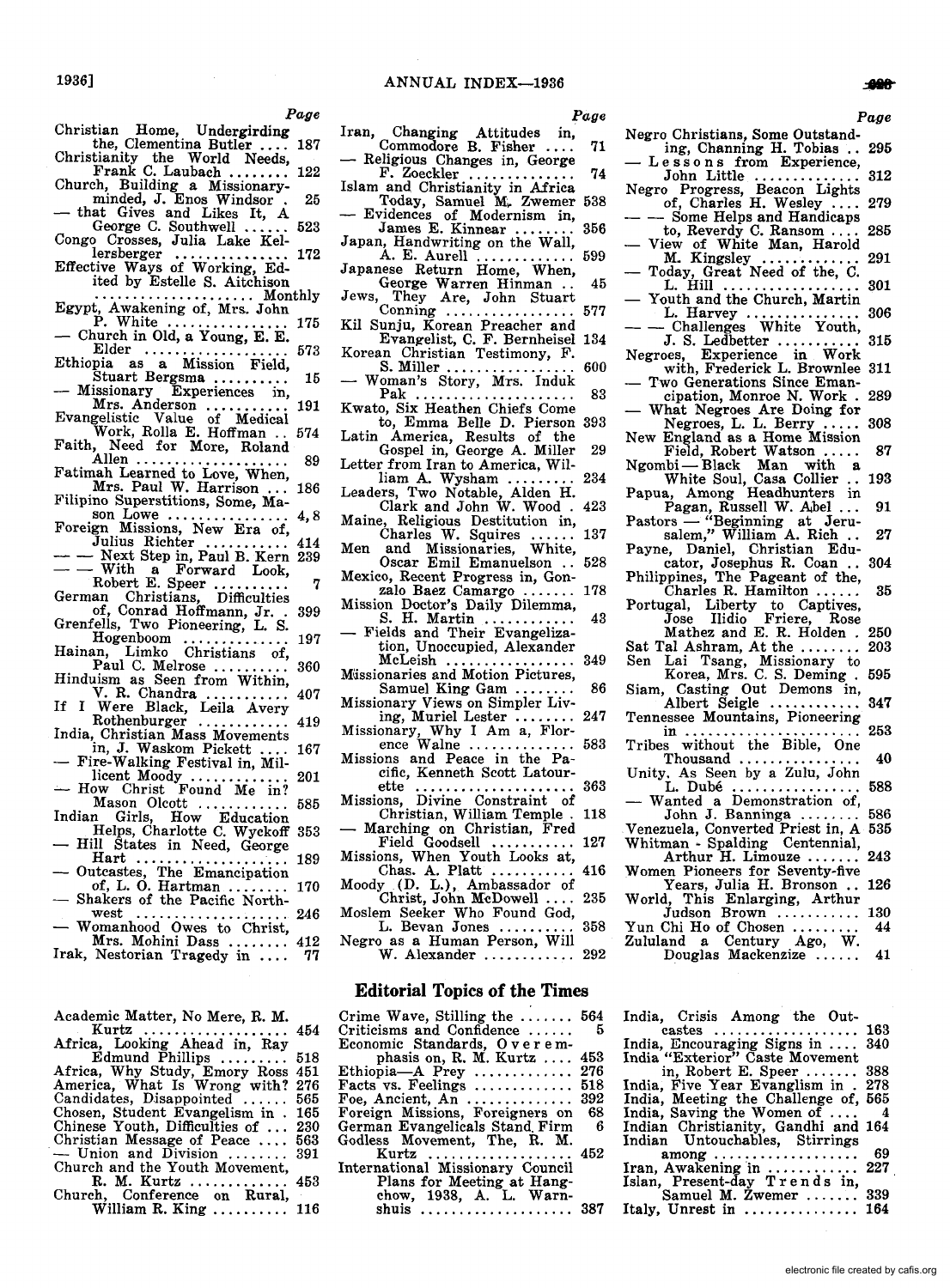Christian Home, Undergirding the, Clementina Butler .... 187
Christianity the World Needs, Frank C. Laubach ........ 122
Church, Building a Missionary-minded, J. Enos Windsor . 25
— that Gives and Likes It, A George C. Southwell ...... 523
Congo Crosses, Julia Lake Kellersberger ............... 172
Effective Ways of Working, Edited by Estelle S. Aitchison ..................... Monthly
Egypt, Awakening of, Mrs. John P. White ............... 175
— Church in Old, a Young, E. E. Elder ................... 573
Ethiopia as a Mission Field, Stuart Bergsma .......... 15
— Missionary Experiences in, Mrs. Anderson ........... 191
Evangelistic Value of Medical Work, Rolla E. Hoffman .. 574
Faith, Need for More, Roland Allen .................... 89
Fatimah Learned to Love, When, Mrs. Paul W. Harrison ... 186
Filipino Superstitions, Some, Mason Lowe ............... 4, 8
Foreign Missions, New Era of, Julius Richter ........... 414
— — Next Step in, Paul B. Kern 239
— — With a Forward Look, Robert E. Speer .......... 7
German Christians, Difficulties of, Conrad Hoffmann, Jr. . 399
Grenfells, Two Pioneering, L. S. Hogenboom ............. 197
Hainan, Limko Christians of, Paul C. Melrose .......... 360
Hinduism as Seen from Within, V. R. Chandra ........... 407
If I Were Black, Leila Avery Rothenburger ............ 419
India, Christian Mass Movements in, J. Waskom Pickett .... 167
— Fire-Walking Festival in, Millicent Moody ............ 201
— How Christ Found Me in? Mason Olcott ........... 585
Indian Girls, How Education Helps, Charlotte C. Wyckoff 353
— Hill States in Need, George Hart ..................... 189
— Outcastes, The Emancipation of, L. O. Hartman ........ 170
— Shakers of the Pacific Northwest .................... 246
— Womanhood Owes to Christ, Mrs. Mohini Dass ........ 412
Irak, Nestorian Tragedy in .... 77

Iran, Changing Attitudes in, Commodore B. Fisher .... 71
— Religious Changes in, George F. Zoeckler ............. 74
Islam and Christianity in Africa Today, Samuel M. Zwemer 538
— Evidences of Modernism in, James E. Kinnear ........ 356
Japan, Handwriting on the Wall, A. E. Aurell ............. 599
Japanese Return Home, When, George Warren Hinman .. 45
Jews, They Are, John Stuart Conning ................. 577
Kil Sunju, Korean Preacher and Evangelist, C. F. Bernheisel 134
Korean Christian Testimony, F. S. Miller ................. 600
— Woman's Story, Mrs. Induk Pak .................... 83
Kwato, Six Heathen Chiefs Come to, Emma Belle D. Pierson 393
Latin America, Results of the Gospel in, George A. Miller 29
Letter from Iran to America, William A. Wysham ......... 234
Leaders, Two Notable, Alden H. Clark and John W. Wood . 423
Maine, Religious Destitution in, Charles W. Squires ...... 137
Men and Missionaries, White, Oscar Emil Emanuelson .. 528
Mexico, Recent Progress in, Gonzalo Baez Camargo ....... 178
Mission Doctor's Daily Dilemma, S. H. Martin ........... 43
— Fields and Their Evangelization, Unoccupied, Alexander McLeish ................ 349
Missionaries and Motion Pictures, Samuel King Gam ........ 86
Missionary Views on Simpler Living, Muriel Lester ........ 247
Missionary, Why I Am a, Florence Walne ............. 583
Missions and Peace in the Pacific, Kenneth Scott Latourette ..................... 363
Missions, Divine Constraint of Christian, William Temple . 118
— Marching on Christian, Fred Field Goodsell .......... 127
Missions, When Youth Looks at, Chas. A. Platt .......... 416
Moody (D. L.), Ambassador of Christ, John McDowell .... 235
Moslem Seeker Who Found God, L. Bevan Jones .......... 358
Negro as a Human Person, Will W. Alexander ........... 292

Negro Christians, Some Outstanding, Channing H. Tobias .. 295
— Lessons from Experience, John Little .............. 312
Negro Progress, Beacon Lights of, Charles H. Wesley .... 279
— — Some Helps and Handicaps to, Reverdy C. Ransom .... 285
— View of White Man, Harold M. Kingsley ............ 291
— Today, Great Need of the, C. L. Hill ................. 301
— Youth and the Church, Martin L. Harvey .............. 306
— — Challenges White Youth, J. S. Ledbetter .......... 315
Negroes, Experience in Work with, Frederick L. Brownlee 311
— Two Generations Since Emancipation, Monroe N. Work . 289
— What Negroes Are Doing for Negroes, L. L. Berry ..... 308
New England as a Home Mission Field, Robert Watson ..... 87
Ngombi — Black Man with a White Soul, Casa Collier .. 193
Papua, Among Headhunters in Pagan, Russell W. Abel ... 91
Pastors — "Beginning at Jerusalem," William A. Rich .. 27
Payne, Daniel, Christian Educator, Josephus R. Coan .. 304
Philippines, The Pageant of the, Charles R. Hamilton ...... 35
Portugal, Liberty to Captives, Jose Ilidio Friere, Rose Mathez and E. R. Holden . 250
Sat Tal Ashram, At the ........ 203
Sen Lai Tsang, Missionary to Korea, Mrs. C. S. Deming . 595
Siam, Casting Out Demons in, Albert Seigle ............ 347
Tennessee Mountains, Pioneering in ....................... 253
Tribes without the Bible, One Thousand ................ 40
Unity, As Seen by a Zulu, John L. Dubé ................ 588
— Wanted a Demonstration of, John J. Banninga ........ 586
Venezuela, Converted Priest in, A 535
Whitman - Spalding Centennial, Arthur H. Limouze ....... 243
Women Pioneers for Seventy-five Years, Julia H. Bronson .. 126
World, This Enlarging, Arthur Judson Brown ........... 130
Yun Chi Ho of Chosen ......... 44
Zululand a Century Ago, W. Douglas Mackenzie ...... 41

## Editorial Topics of the Times

Academic Matter, No Mere, R. M. Kurtz ................... 454
Africa, Looking Ahead in, Ray Edmund Phillips ......... 518
Africa, Why Study, Emory Ross 451
America, What Is Wrong with? 276
Candidates, Disappointed ...... 565
Chosen, Student Evangelism in . 165
Chinese Youth, Difficulties of ... 230
Christian Message of Peace .... 563
— Union and Division ........ 391
Church and the Youth Movement, R. M. Kurtz ............. 453
Church, Conference on Rural, William R. King .......... 116

Crime Wave, Stilling the ....... 564
Criticisms and Confidence ...... 5
Economic Standards, Overemphasis on, R. M. Kurtz .... 453
Ethiopia—A Prey ............ 276
Facts vs. Feelings ............ 518
Foe, Ancient, An .............. 392
Foreign Missions, Foreigners on 68
German Evangelicals Stand Firm 6
Godless Movement, The, R. M. Kurtz .................. 452
International Missionary Council Plans for Meeting at Hangchow, 1938, A. L. Warnshuis .................... 387

India, Crisis Among the Outcastes ................... 163
India, Encouraging Signs in .... 340
India "Exterior" Caste Movement in, Robert E. Speer ....... 388
India, Five Year Evanglism in . 278
India, Meeting the Challenge of, 565
India, Saving the Women of .... 4
Indian Christianity, Gandhi and 164
Indian Untouchables, Stirrings among .................. 69
Iran, Awakening in ........... 227
Islan, Present-day Trends in, Samuel M. Zwemer ....... 339
Italy, Unrest in .............. 164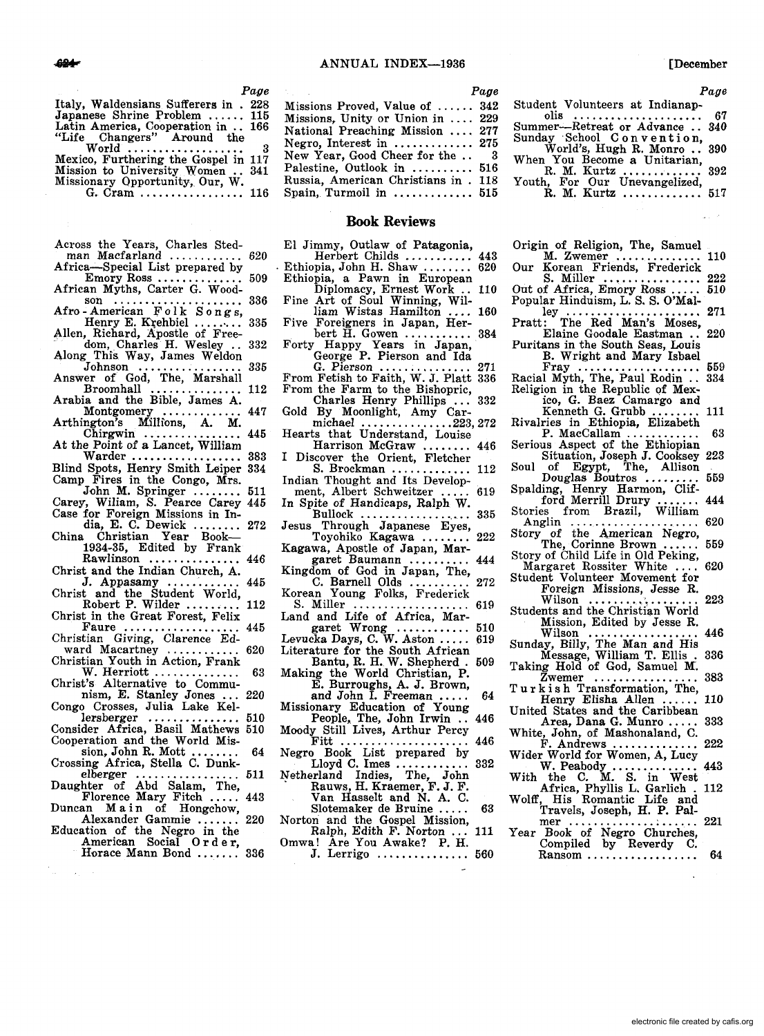| | Page |
|---|---|
| Italy, Waldensians Sufferers in | 228 |
| Japanese Shrine Problem | 115 |
| Latin America, Cooperation in | 166 |
| "Life Changers" Around the World | 3 |
| Mexico, Furthering the Gospel in | 117 |
| Mission to University Women | 341 |
| Missionary Opportunity, Our, W. G. Cram | 116 |
| Missions Proved, Value of | 342 |
| Missions, Unity or Union in | 229 |
| National Preaching Mission | 277 |
| Negro, Interest in | 275 |
| New Year, Good Cheer for the | 3 |
| Palestine, Outlook in | 516 |
| Russia, American Christians in | 118 |
| Spain, Turmoil in | 515 |
| Student Volunteers at Indianapolis | 67 |
| Summer—Retreat or Advance | 340 |
| Sunday School Convention, World's, Hugh R. Monro | 390 |
| When You Become a Unitarian, R. M. Kurtz | 392 |
| Youth, For Our Unevangelized, R. M. Kurtz | 517 |

## Book Reviews

| | Page |
|---|---|
| Across the Years, Charles Stedman Macfarland | 620 |
| Africa—Special List prepared by Emory Ross | 509 |
| African Myths, Carter G. Woodson | 336 |
| Afro-American Folk Songs, Henry E. Krehbiel | 335 |
| Allen, Richard, Apostle of Freedom, Charles H. Wesley | 332 |
| Along This Way, James Weldon Johnson | 335 |
| Answer of God, The, Marshall Broomhall | 112 |
| Arabia and the Bible, James A. Montgomery | 447 |
| Arthington's Millions, A. M. Chirgwin | 445 |
| At the Point of a Lancet, William Warder | 383 |
| Blind Spots, Henry Smith Leiper | 334 |
| Camp Fires in the Congo, Mrs. John M. Springer | 511 |
| Carey, Wiliam, S. Pearce Carey | 445 |
| Case for Foreign Missions in India, E. C. Dewick | 272 |
| China Christian Year Book—1934-35, Edited by Frank Rawlinson | 446 |
| Christ and the Indian Church, A. J. Appasamy | 445 |
| Christ and the Student World, Robert P. Wilder | 112 |
| Christ in the Great Forest, Felix Faure | 445 |
| Christian Giving, Clarence Edward Macartney | 620 |
| Christian Youth in Action, Frank W. Herriott | 63 |
| Christ's Alternative to Communism, E. Stanley Jones | 220 |
| Congo Crosses, Julia Lake Kellersberger | 510 |
| Consider Africa, Basil Mathews | 510 |
| Cooperation and the World Mission, John R. Mott | 64 |
| Crossing Africa, Stella C. Dunkelberger | 511 |
| Daughter of Abd Salam, The, Florence Mary Fitch | 443 |
| Duncan Main of Hongchow, Alexander Gammie | 220 |
| Education of the Negro in the American Social Order, Horace Mann Bond | 336 |
| El Jimmy, Outlaw of Patagonia, Herbert Childs | 443 |
| Ethiopia, John H. Shaw | 620 |
| Ethiopia, a Pawn in European Diplomacy, Ernest Work | 110 |
| Fine Art of Soul Winning, William Wistas Hamilton | 160 |
| Five Foreigners in Japan, Herbert H. Gowen | 384 |
| Forty Happy Years in Japan, George P. Pierson and Ida G. Pierson | 271 |
| From Fetish to Faith, W. J. Platt | 336 |
| From the Farm to the Bishopric, Charles Henry Phillips | 332 |
| Gold By Moonlight, Amy Carmichael | 223, 272 |
| Hearts that Understand, Louise Harrison McGraw | 446 |
| I Discover the Orient, Fletcher S. Brockman | 112 |
| Indian Thought and Its Development, Albert Schweitzer | 619 |
| In Spite of Handicaps, Ralph W. Bullock | 335 |
| Jesus Through Japanese Eyes, Toyohiko Kagawa | 222 |
| Kagawa, Apostle of Japan, Margaret Baumann | 444 |
| Kingdom of God in Japan, The, C. Barnell Olds | 272 |
| Korean Young Folks, Frederick S. Miller | 619 |
| Land and Life of Africa, Margaret Wrong | 510 |
| Levucka Days, C. W. Aston | 619 |
| Literature for the South African Bantu, R. H. W. Shepherd | 509 |
| Making the World Christian, P. E. Burroughs, A. J. Brown, and John I. Freeman | 64 |
| Missionary Education of Young People, The, John Irwin | 446 |
| Moody Still Lives, Arthur Percy Fitt | 446 |
| Negro Book List prepared by Lloyd C. Imes | 332 |
| Netherland Indies, The, John Rauws, H. Kraemer, F. J. F. Van Hasselt and N. A. C. Slotemaker de Bruine | 63 |
| Norton and the Gospel Mission, Ralph, Edith F. Norton | 111 |
| Omwa! Are You Awake? P. H. J. Lerrigo | 560 |
| Origin of Religion, The, Samuel M. Zwemer | 110 |
| Our Korean Friends, Frederick S. Miller | 222 |
| Out of Africa, Emory Ross | 510 |
| Popular Hinduism, L. S. S. O'Malley | 271 |
| Pratt: The Red Man's Moses, Elaine Goodale Eastman | 220 |
| Puritans in the South Seas, Louis B. Wright and Mary Isbael Fray | 559 |
| Racial Myth, The, Paul Rodin | 334 |
| Religion in the Republic of Mexico, G. Baez Camargo and Kenneth G. Grubb | 111 |
| Rivalries in Ethiopia, Elizabeth P. MacCallam | 63 |
| Serious Aspect of the Ethiopian Situation, Joseph J. Cooksey | 223 |
| Soul of Egypt, The, Allison Douglas Boutros | 559 |
| Spalding, Henry Harmon, Clifford Merrill Drury | 444 |
| Stories from Brazil, William Anglin | 620 |
| Story of the American Negro, The, Corinne Brown | 559 |
| Story of Child Life in Old Peking, Margaret Rossiter White | 620 |
| Student Volunteer Movement for Foreign Missions, Jesse R. Wilson | 223 |
| Students and the Christian World Mission, Edited by Jesse R. Wilson | 446 |
| Sunday, Billy, The Man and His Message, William T. Ellis | 336 |
| Taking Hold of God, Samuel M. Zwemer | 383 |
| Turkish Transformation, The, Henry Elisha Allen | 110 |
| United States and the Caribbean Area, Dana G. Munro | 333 |
| White, John, of Mashonaland, C. F. Andrews | 222 |
| Wider World for Women, A, Lucy W. Peabody | 443 |
| With the C. M. S. in West Africa, Phyllis L. Garlich | 112 |
| Wolff, His Romantic Life and Travels, Joseph, H. P. Palmer | 221 |
| Year Book of Negro Churches, Compiled by Reverdy C. Ransom | 64 |